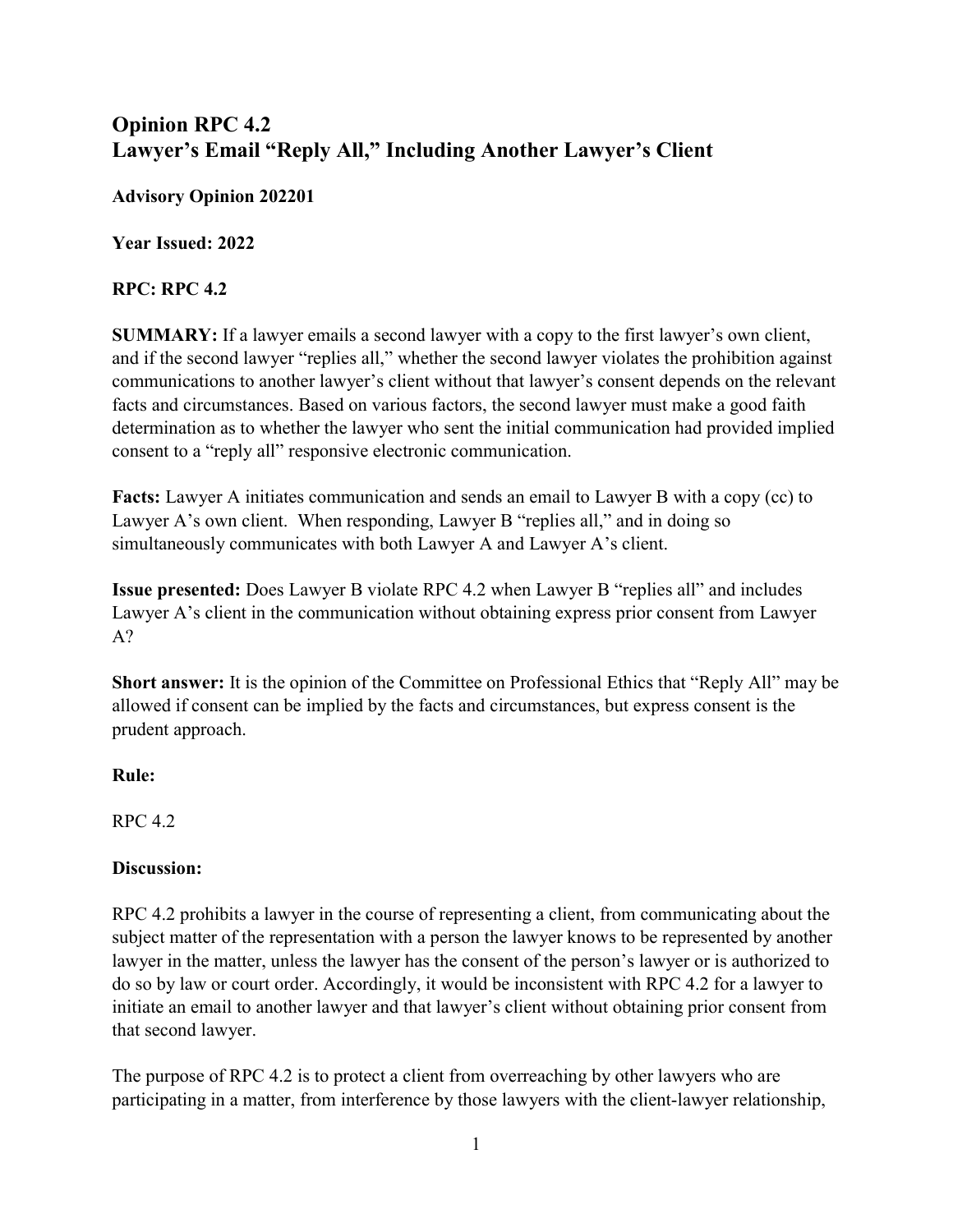## Opinion RPC 4.2
## Lawyer's Email "Reply All," Including Another Lawyer's Client

**Advisory Opinion 202201**

**Year Issued: 2022**

**RPC: RPC 4.2**

**SUMMARY:** If a lawyer emails a second lawyer with a copy to the first lawyer's own client, and if the second lawyer "replies all," whether the second lawyer violates the prohibition against communications to another lawyer's client without that lawyer's consent depends on the relevant facts and circumstances. Based on various factors, the second lawyer must make a good faith determination as to whether the lawyer who sent the initial communication had provided implied consent to a "reply all" responsive electronic communication.

**Facts:** Lawyer A initiates communication and sends an email to Lawyer B with a copy (cc) to Lawyer A's own client. When responding, Lawyer B "replies all," and in doing so simultaneously communicates with both Lawyer A and Lawyer A's client.

**Issue presented:** Does Lawyer B violate RPC 4.2 when Lawyer B "replies all" and includes Lawyer A's client in the communication without obtaining express prior consent from Lawyer A?

**Short answer:** It is the opinion of the Committee on Professional Ethics that "Reply All" may be allowed if consent can be implied by the facts and circumstances, but express consent is the prudent approach.

**Rule:**

RPC 4.2

**Discussion:**

RPC 4.2 prohibits a lawyer in the course of representing a client, from communicating about the subject matter of the representation with a person the lawyer knows to be represented by another lawyer in the matter, unless the lawyer has the consent of the person's lawyer or is authorized to do so by law or court order. Accordingly, it would be inconsistent with RPC 4.2 for a lawyer to initiate an email to another lawyer and that lawyer's client without obtaining prior consent from that second lawyer.

The purpose of RPC 4.2 is to protect a client from overreaching by other lawyers who are participating in a matter, from interference by those lawyers with the client-lawyer relationship,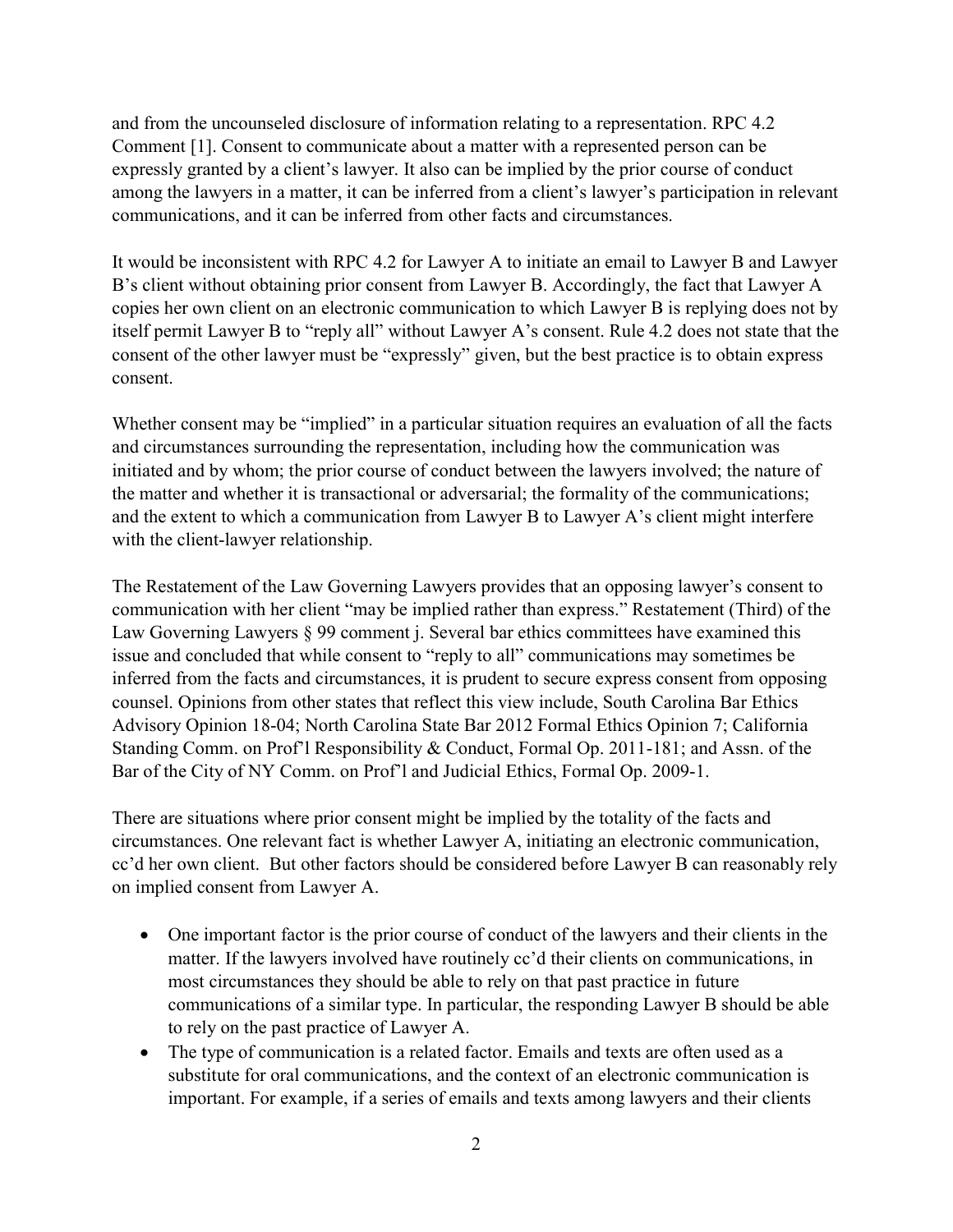and from the uncounseled disclosure of information relating to a representation. RPC 4.2 Comment [1]. Consent to communicate about a matter with a represented person can be expressly granted by a client's lawyer. It also can be implied by the prior course of conduct among the lawyers in a matter, it can be inferred from a client's lawyer's participation in relevant communications, and it can be inferred from other facts and circumstances.

It would be inconsistent with RPC 4.2 for Lawyer A to initiate an email to Lawyer B and Lawyer B's client without obtaining prior consent from Lawyer B. Accordingly, the fact that Lawyer A copies her own client on an electronic communication to which Lawyer B is replying does not by itself permit Lawyer B to "reply all" without Lawyer A's consent. Rule 4.2 does not state that the consent of the other lawyer must be "expressly" given, but the best practice is to obtain express consent.

Whether consent may be "implied" in a particular situation requires an evaluation of all the facts and circumstances surrounding the representation, including how the communication was initiated and by whom; the prior course of conduct between the lawyers involved; the nature of the matter and whether it is transactional or adversarial; the formality of the communications; and the extent to which a communication from Lawyer B to Lawyer A's client might interfere with the client-lawyer relationship.

The Restatement of the Law Governing Lawyers provides that an opposing lawyer's consent to communication with her client "may be implied rather than express." Restatement (Third) of the Law Governing Lawyers § 99 comment j. Several bar ethics committees have examined this issue and concluded that while consent to "reply to all" communications may sometimes be inferred from the facts and circumstances, it is prudent to secure express consent from opposing counsel. Opinions from other states that reflect this view include, South Carolina Bar Ethics Advisory Opinion 18-04; North Carolina State Bar 2012 Formal Ethics Opinion 7; California Standing Comm. on Prof'l Responsibility & Conduct, Formal Op. 2011-181; and Assn. of the Bar of the City of NY Comm. on Prof'l and Judicial Ethics, Formal Op. 2009-1.

There are situations where prior consent might be implied by the totality of the facts and circumstances. One relevant fact is whether Lawyer A, initiating an electronic communication, cc'd her own client. But other factors should be considered before Lawyer B can reasonably rely on implied consent from Lawyer A.

- One important factor is the prior course of conduct of the lawyers and their clients in the matter. If the lawyers involved have routinely cc'd their clients on communications, in most circumstances they should be able to rely on that past practice in future communications of a similar type. In particular, the responding Lawyer B should be able to rely on the past practice of Lawyer A.
- The type of communication is a related factor. Emails and texts are often used as a substitute for oral communications, and the context of an electronic communication is important. For example, if a series of emails and texts among lawyers and their clients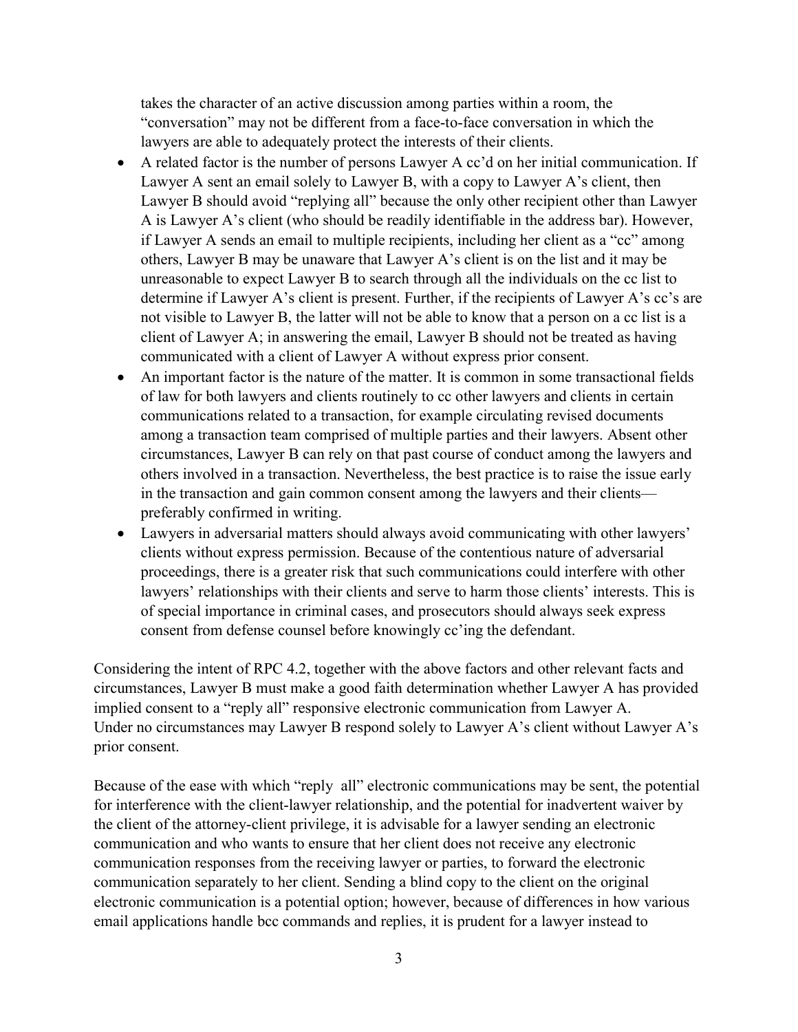takes the character of an active discussion among parties within a room, the "conversation" may not be different from a face-to-face conversation in which the lawyers are able to adequately protect the interests of their clients.

- A related factor is the number of persons Lawyer A cc'd on her initial communication. If Lawyer A sent an email solely to Lawyer B, with a copy to Lawyer A's client, then Lawyer B should avoid "replying all" because the only other recipient other than Lawyer A is Lawyer A's client (who should be readily identifiable in the address bar). However, if Lawyer A sends an email to multiple recipients, including her client as a "cc" among others, Lawyer B may be unaware that Lawyer A's client is on the list and it may be unreasonable to expect Lawyer B to search through all the individuals on the cc list to determine if Lawyer A's client is present. Further, if the recipients of Lawyer A's cc's are not visible to Lawyer B, the latter will not be able to know that a person on a cc list is a client of Lawyer A; in answering the email, Lawyer B should not be treated as having communicated with a client of Lawyer A without express prior consent.
- An important factor is the nature of the matter. It is common in some transactional fields of law for both lawyers and clients routinely to cc other lawyers and clients in certain communications related to a transaction, for example circulating revised documents among a transaction team comprised of multiple parties and their lawyers. Absent other circumstances, Lawyer B can rely on that past course of conduct among the lawyers and others involved in a transaction. Nevertheless, the best practice is to raise the issue early in the transaction and gain common consent among the lawyers and their clients—preferably confirmed in writing.
- Lawyers in adversarial matters should always avoid communicating with other lawyers' clients without express permission. Because of the contentious nature of adversarial proceedings, there is a greater risk that such communications could interfere with other lawyers' relationships with their clients and serve to harm those clients' interests. This is of special importance in criminal cases, and prosecutors should always seek express consent from defense counsel before knowingly cc'ing the defendant.

Considering the intent of RPC 4.2, together with the above factors and other relevant facts and circumstances, Lawyer B must make a good faith determination whether Lawyer A has provided implied consent to a "reply all" responsive electronic communication from Lawyer A. Under no circumstances may Lawyer B respond solely to Lawyer A's client without Lawyer A's prior consent.

Because of the ease with which "reply all" electronic communications may be sent, the potential for interference with the client-lawyer relationship, and the potential for inadvertent waiver by the client of the attorney-client privilege, it is advisable for a lawyer sending an electronic communication and who wants to ensure that her client does not receive any electronic communication responses from the receiving lawyer or parties, to forward the electronic communication separately to her client. Sending a blind copy to the client on the original electronic communication is a potential option; however, because of differences in how various email applications handle bcc commands and replies, it is prudent for a lawyer instead to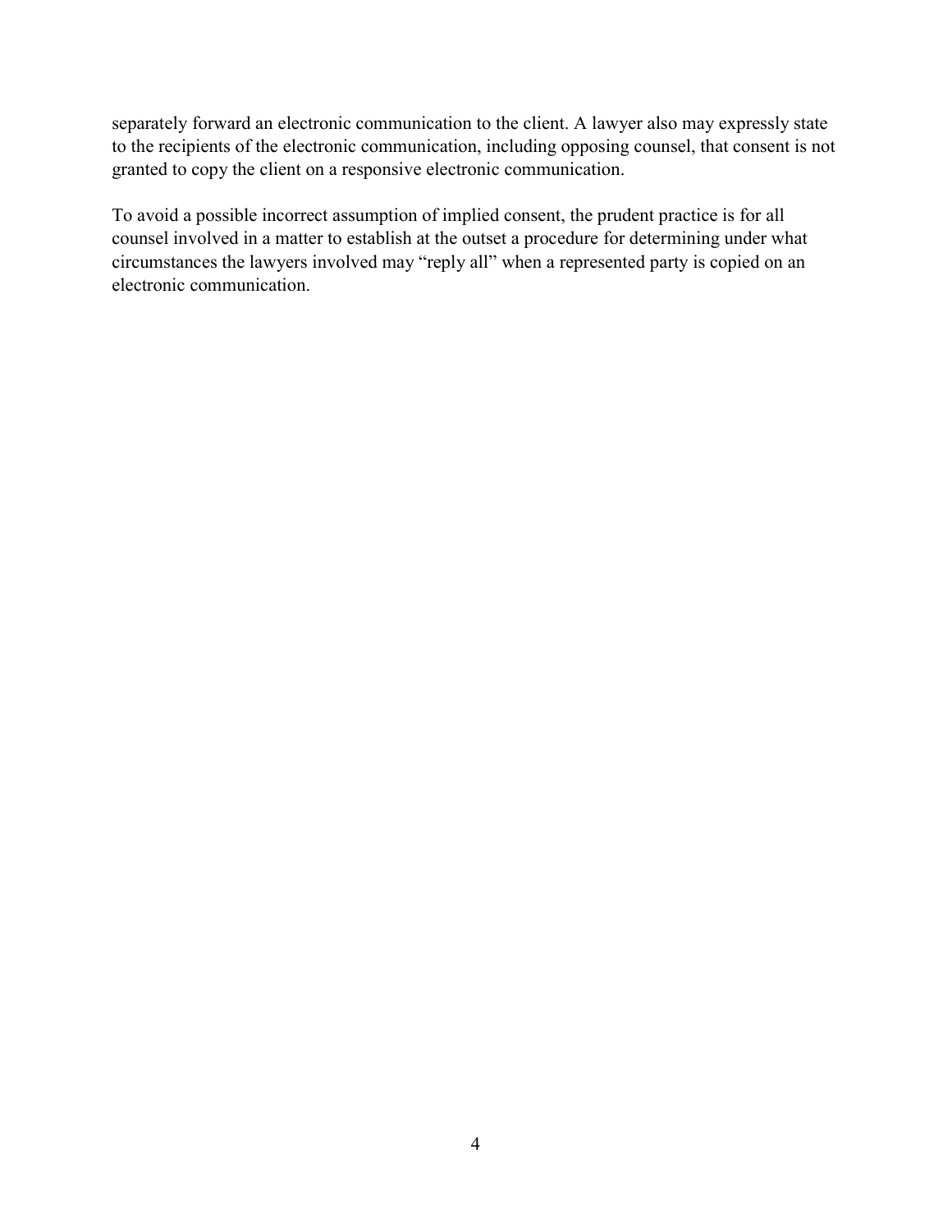separately forward an electronic communication to the client. A lawyer also may expressly state to the recipients of the electronic communication, including opposing counsel, that consent is not granted to copy the client on a responsive electronic communication.

To avoid a possible incorrect assumption of implied consent, the prudent practice is for all counsel involved in a matter to establish at the outset a procedure for determining under what circumstances the lawyers involved may "reply all" when a represented party is copied on an electronic communication.